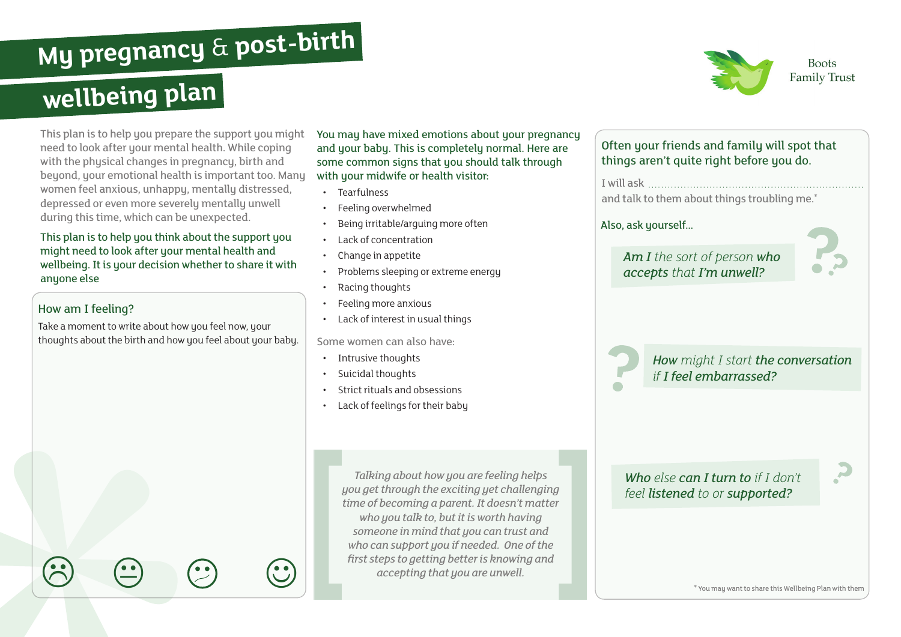# My pregnancy & post-birth wellbeing plan

Boots Family Trust

This plan is to help you prepare the support you might need to look after your mental health. While coping with the physical changes in pregnancy, birth and beyond, your emotional health is important too. Many women feel anxious, unhappy, mentally distressed, depressed or even more severely mentally unwell during this time, which can be unexpected.

This plan is to help you think about the support you might need to look after your mental health and wellbeing. It is your decision whether to share it with anyone else

## How am I feeling?

Take a moment to write about how you feel now, your thoughts about the birth and how you feel about your baby.

You may have mixed emotions about your pregnancy and your baby. This is completely normal. Here are some common signs that you should talk through with your midwife or health visitor:

- Tearfulness
- Feeling overwhelmed
- Being irritable/arguing more often
- Lack of concentration
- Change in appetite
- Problems sleeping or extreme energy
- Racing thoughts
- Feeling more anxious
- Lack of interest in usual things

Some women can also have:

- Intrusive thoughts
- Suicidal thoughts
- Strict rituals and obsessions
- Lack of feelings for their baby

*Talking about how you are feeling helps you get through the exciting yet challenging time of becoming a parent. It doesn't matter who you talk to, but it is worth having someone in mind that you can trust and who can support you if needed. One of the first steps to getting better is knowing and accepting that you are unwell.*

Often your friends and family will spot that things aren't quite right before you do.

I will ask ..................................................................

and talk to them about things troubling me.*

Also, ask yourself...

***Am I** the sort of person **who accepts** that **I'm unwell?***

***How** might I start **the conversation** if **I feel embarrassed?***

***Who** else **can I turn to** if I don't feel **listened** to or **supported?***

* You may want to share this Wellbeing Plan with them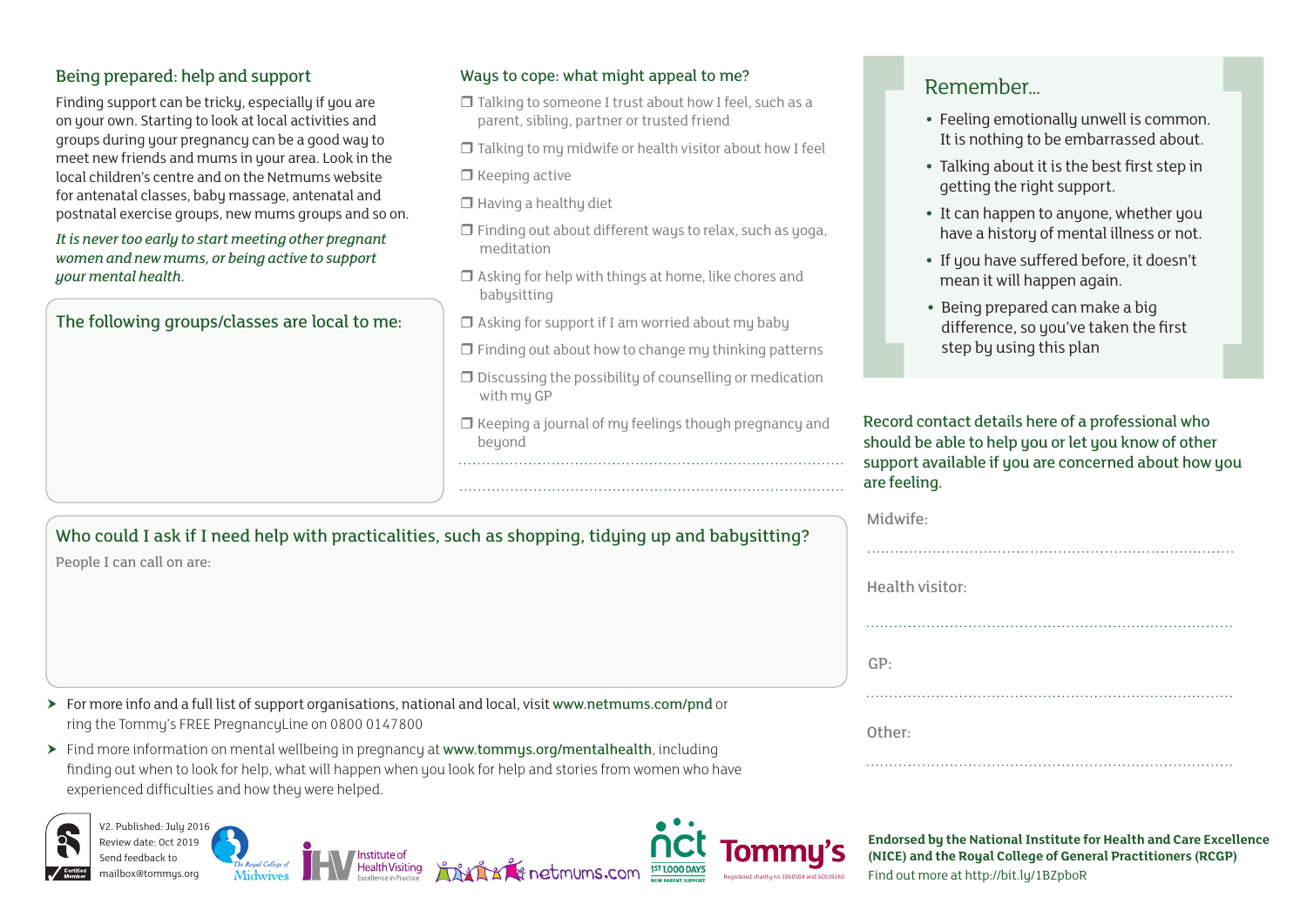## Being prepared: help and support

Finding support can be tricky, especially if you are on your own. Starting to look at local activities and groups during your pregnancy can be a good way to meet new friends and mums in your area. Look in the local children's centre and on the Netmums website for antenatal classes, baby massage, antenatal and postnatal exercise groups, new mums groups and so on.

*It is never too early to start meeting other pregnant women and new mums, or being active to support your mental health.*

### The following groups/classes are local to me:

## Ways to cope: what might appeal to me?

- ❒ Talking to someone I trust about how I feel, such as a parent, sibling, partner or trusted friend
- ❒ Talking to my midwife or health visitor about how I feel
- ❒ Keeping active
- ❒ Having a healthy diet
- ❒ Finding out about different ways to relax, such as yoga, meditation
- ❒ Asking for help with things at home, like chores and babysitting
- ❒ Asking for support if I am worried about my baby
- ❒ Finding out about how to change my thinking patterns
- ❒ Discussing the possibility of counselling or medication with my GP
- ❒ Keeping a journal of my feelings though pregnancy and beyond

.................................................................................

.................................................................................

## Remember...

- Feeling emotionally unwell is common. It is nothing to be embarrassed about.
- Talking about it is the best first step in getting the right support.
- It can happen to anyone, whether you have a history of mental illness or not.
- If you have suffered before, it doesn't mean it will happen again.
- Being prepared can make a big difference, so you've taken the first step by using this plan

### Who could I ask if I need help with practicalities, such as shopping, tidying up and babysitting?

People I can call on are:

Record contact details here of a professional who should be able to help you or let you know of other support available if you are concerned about how you are feeling.

Midwife:

.................................................................................

Health visitor:

.................................................................................

GP:

.................................................................................

Other:

.................................................................................

- For more info and a full list of support organisations, national and local, visit www.netmums.com/pnd or ring the Tommy's FREE PregnancyLine on 0800 0147800
- Find more information on mental wellbeing in pregnancy at www.tommys.org/mentalhealth, including finding out when to look for help, what will happen when you look for help and stories from women who have experienced difficulties and how they were helped.

V2. Published: July 2016
Review date: Oct 2019
Send feedback to
mailbox@tommys.org

The Royal College of Midwives | Institute of Health Visiting – Excellence in Practice | netmums.com | nct – 1ST 1,000 DAYS NEW PARENT SUPPORT | Tommy's – Registered charity no 1060508 and SC039280

**Endorsed by the National Institute for Health and Care Excellence (NICE) and the Royal College of General Practitioners (RCGP)**
Find out more at http://bit.ly/1BZpboR